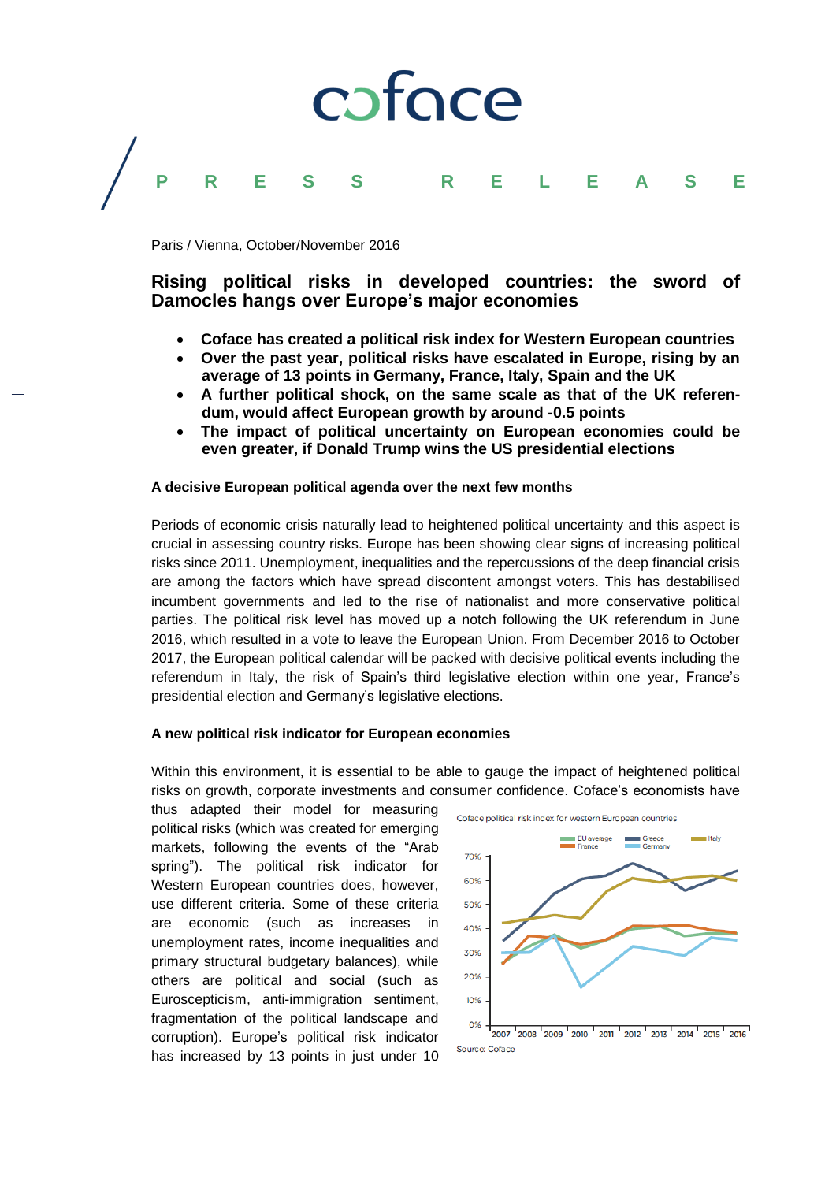coface

PRESS RELEASE

Paris / Vienna, October/November 2016

## Rising political risks in developed countries: the sword of Damocles hangs over Europe's major economies

- **Coface has created a political risk index for Western European countries**
- **Over the past year, political risks have escalated in Europe, rising by an average of 13 points in Germany, France, Italy, Spain and the UK**
- **A further political shock, on the same scale as that of the UK referendum, would affect European growth by around -0.5 points**
- **The impact of political uncertainty on European economies could be even greater, if Donald Trump wins the US presidential elections**

### A decisive European political agenda over the next few months

Periods of economic crisis naturally lead to heightened political uncertainty and this aspect is crucial in assessing country risks. Europe has been showing clear signs of increasing political risks since 2011. Unemployment, inequalities and the repercussions of the deep financial crisis are among the factors which have spread discontent amongst voters. This has destabilised incumbent governments and led to the rise of nationalist and more conservative political parties. The political risk level has moved up a notch following the UK referendum in June 2016, which resulted in a vote to leave the European Union. From December 2016 to October 2017, the European political calendar will be packed with decisive political events including the referendum in Italy, the risk of Spain's third legislative election within one year, France's presidential election and Germany's legislative elections.

### A new political risk indicator for European economies

Within this environment, it is essential to be able to gauge the impact of heightened political risks on growth, corporate investments and consumer confidence. Coface's economists have thus adapted their model for measuring political risks (which was created for emerging markets, following the events of the "Arab spring"). The political risk indicator for Western European countries does, however, use different criteria. Some of these criteria are economic (such as increases in unemployment rates, income inequalities and primary structural budgetary balances), while others are political and social (such as Euroscepticism, anti-immigration sentiment, fragmentation of the political landscape and corruption). Europe's political risk indicator has increased by 13 points in just under 10

Coface political risk index for western European countries

Source: Coface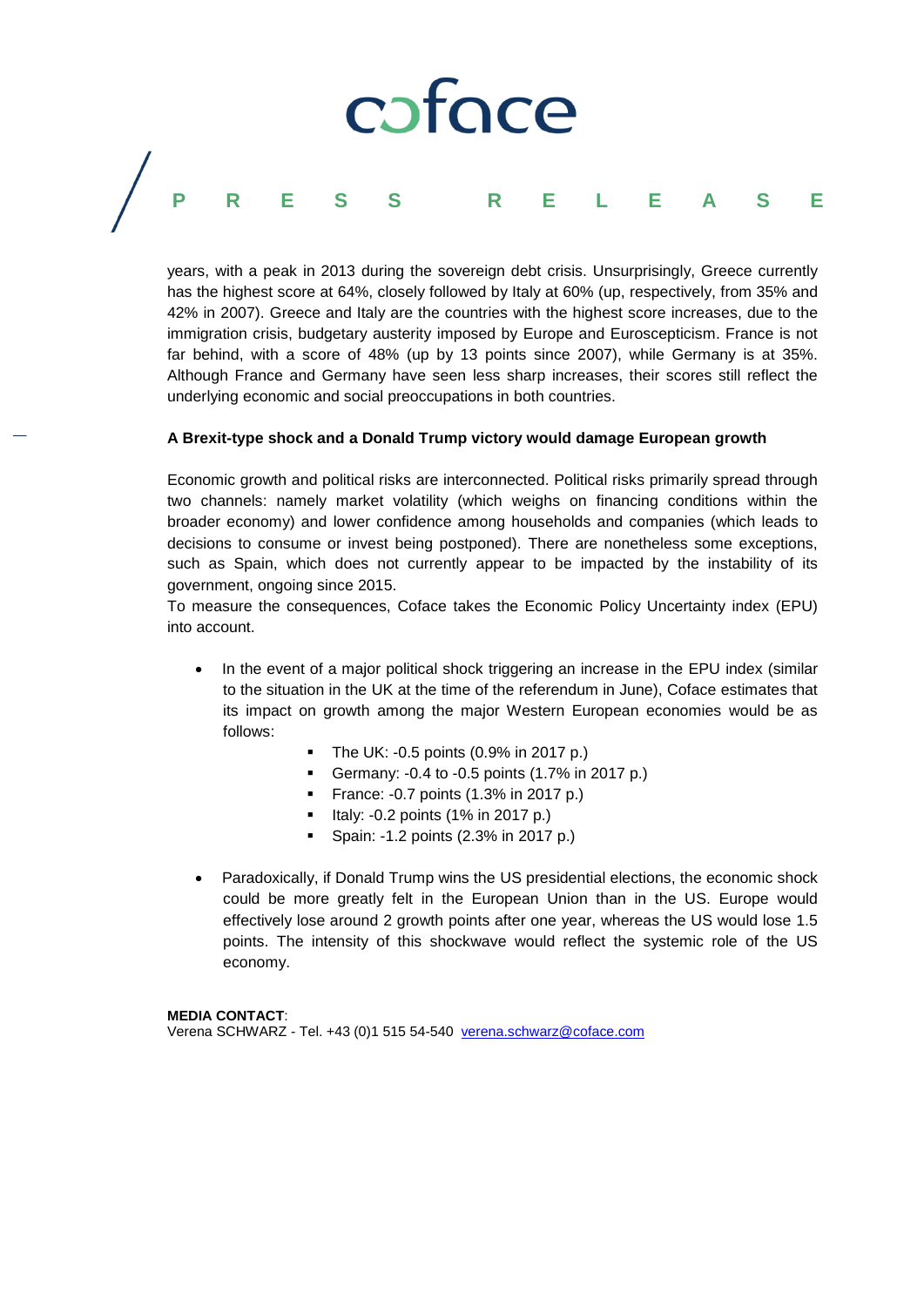years, with a peak in 2013 during the sovereign debt crisis. Unsurprisingly, Greece currently has the highest score at 64%, closely followed by Italy at 60% (up, respectively, from 35% and 42% in 2007). Greece and Italy are the countries with the highest score increases, due to the immigration crisis, budgetary austerity imposed by Europe and Euroscepticism. France is not far behind, with a score of 48% (up by 13 points since 2007), while Germany is at 35%. Although France and Germany have seen less sharp increases, their scores still reflect the underlying economic and social preoccupations in both countries.

**A Brexit-type shock and a Donald Trump victory would damage European growth**

Economic growth and political risks are interconnected. Political risks primarily spread through two channels: namely market volatility (which weighs on financing conditions within the broader economy) and lower confidence among households and companies (which leads to decisions to consume or invest being postponed). There are nonetheless some exceptions, such as Spain, which does not currently appear to be impacted by the instability of its government, ongoing since 2015.
To measure the consequences, Coface takes the Economic Policy Uncertainty index (EPU) into account.

- In the event of a major political shock triggering an increase in the EPU index (similar to the situation in the UK at the time of the referendum in June), Coface estimates that its impact on growth among the major Western European economies would be as follows:
  - The UK: -0.5 points (0.9% in 2017 p.)
  - Germany: -0.4 to -0.5 points (1.7% in 2017 p.)
  - France: -0.7 points (1.3% in 2017 p.)
  - Italy: -0.2 points (1% in 2017 p.)
  - Spain: -1.2 points (2.3% in 2017 p.)

- Paradoxically, if Donald Trump wins the US presidential elections, the economic shock could be more greatly felt in the European Union than in the US. Europe would effectively lose around 2 growth points after one year, whereas the US would lose 1.5 points. The intensity of this shockwave would reflect the systemic role of the US economy.

**MEDIA CONTACT**:
Verena SCHWARZ - Tel. +43 (0)1 515 54-540 verena.schwarz@coface.com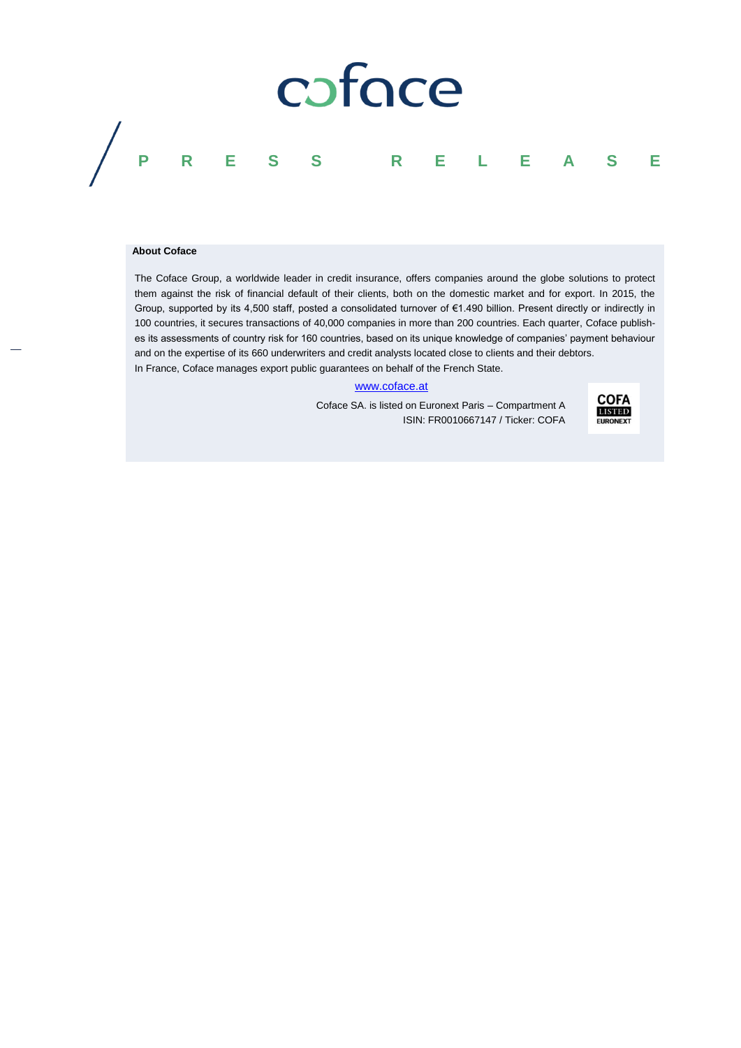**About Coface**

The Coface Group, a worldwide leader in credit insurance, offers companies around the globe solutions to protect them against the risk of financial default of their clients, both on the domestic market and for export. In 2015, the Group, supported by its 4,500 staff, posted a consolidated turnover of €1.490 billion. Present directly or indirectly in 100 countries, it secures transactions of 40,000 companies in more than 200 countries. Each quarter, Coface publishes its assessments of country risk for 160 countries, based on its unique knowledge of companies' payment behaviour and on the expertise of its 660 underwriters and credit analysts located close to clients and their debtors.
In France, Coface manages export public guarantees on behalf of the French State.

[www.coface.at](http://www.coface.at)

Coface SA. is listed on Euronext Paris – Compartment A
ISIN: FR0010667147 / Ticker: COFA